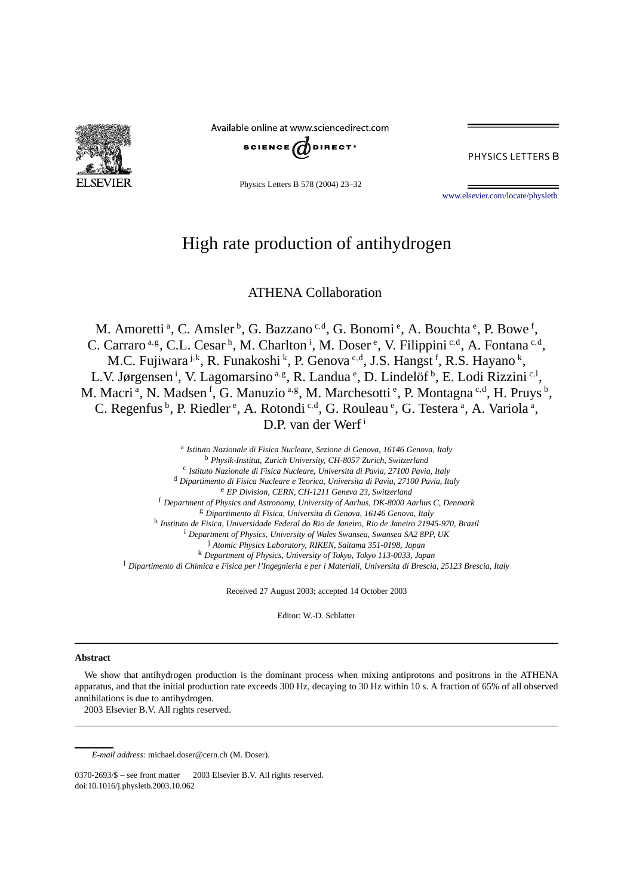# High rate production of antihydrogen

## ATHENA Collaboration

M. Amoretti [a], C. Amsler [b], G. Bazzano [c,d], G. Bonomi [e], A. Bouchta [e], P. Bowe [f], C. Carraro [a,g], C.L. Cesar [h], M. Charlton [i], M. Doser [e], V. Filippini [c,d], A. Fontana [c,d], M.C. Fujiwara [j,k], R. Funakoshi [k], P. Genova [c,d], J.S. Hangst [f], R.S. Hayano [k], L.V. Jørgensen [i], V. Lagomarsino [a,g], R. Landua [e], D. Lindelöf [b], E. Lodi Rizzini [c,l], M. Macri [a], N. Madsen [f], G. Manuzio [a,g], M. Marchesotti [e], P. Montagna [c,d], H. Pruys [b], C. Regenfus [b], P. Riedler [e], A. Rotondi [c,d], G. Rouleau [e], G. Testera [a], A. Variola [a], D.P. van der Werf [i]

[a] *Istituto Nazionale di Fisica Nucleare, Sezione di Genova, 16146 Genova, Italy*
[b] *Physik-Institut, Zurich University, CH-8057 Zurich, Switzerland*
[c] *Istituto Nazionale di Fisica Nucleare, Universita di Pavia, 27100 Pavia, Italy*
[d] *Dipartimento di Fisica Nucleare e Teorica, Universita di Pavia, 27100 Pavia, Italy*
[e] *EP Division, CERN, CH-1211 Geneva 23, Switzerland*
[f] *Department of Physics and Astronomy, University of Aarhus, DK-8000 Aarhus C, Denmark*
[g] *Dipartimento di Fisica, Universita di Genova, 16146 Genova, Italy*
[h] *Instituto de Fisica, Universidade Federal do Rio de Janeiro, Rio de Janeiro 21945-970, Brazil*
[i] *Department of Physics, University of Wales Swansea, Swansea SA2 8PP, UK*
[j] *Atomic Physics Laboratory, RIKEN, Saitama 351-0198, Japan*
[k] *Department of Physics, University of Tokyo, Tokyo 113-0033, Japan*
[l] *Dipartimento di Chimica e Fisica per l'Ingegnieria e per i Materiali, Universita di Brescia, 25123 Brescia, Italy*

Received 27 August 2003; accepted 14 October 2003

Editor: W.-D. Schlatter

### Abstract

We show that antihydrogen production is the dominant process when mixing antiprotons and positrons in the ATHENA apparatus, and that the initial production rate exceeds 300 Hz, decaying to 30 Hz within 10 s. A fraction of 65% of all observed annihilations is due to antihydrogen.

2003 Elsevier B.V. All rights reserved.

*E-mail address:* michael.doser@cern.ch (M. Doser).

0370-2693/$ – see front matter 2003 Elsevier B.V. All rights reserved.
doi:10.1016/j.physletb.2003.10.062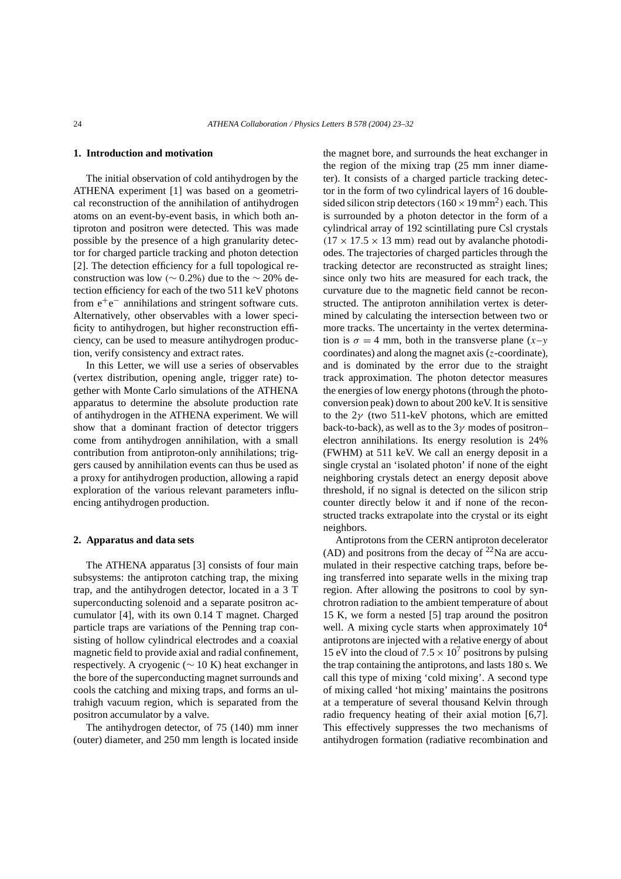## 1. Introduction and motivation

The initial observation of cold antihydrogen by the ATHENA experiment [1] was based on a geometrical reconstruction of the annihilation of antihydrogen atoms on an event-by-event basis, in which both antiproton and positron were detected. This was made possible by the presence of a high granularity detector for charged particle tracking and photon detection [2]. The detection efficiency for a full topological reconstruction was low ($\sim 0.2\%$) due to the $\sim 20\%$ detection efficiency for each of the two 511 keV photons from $e^+e^-$ annihilations and stringent software cuts. Alternatively, other observables with a lower specificity to antihydrogen, but higher reconstruction efficiency, can be used to measure antihydrogen production, verify consistency and extract rates.

In this Letter, we will use a series of observables (vertex distribution, opening angle, trigger rate) together with Monte Carlo simulations of the ATHENA apparatus to determine the absolute production rate of antihydrogen in the ATHENA experiment. We will show that a dominant fraction of detector triggers come from antihydrogen annihilation, with a small contribution from antiproton-only annihilations; triggers caused by annihilation events can thus be used as a proxy for antihydrogen production, allowing a rapid exploration of the various relevant parameters influencing antihydrogen production.

## 2. Apparatus and data sets

The ATHENA apparatus [3] consists of four main subsystems: the antiproton catching trap, the mixing trap, and the antihydrogen detector, located in a 3 T superconducting solenoid and a separate positron accumulator [4], with its own 0.14 T magnet. Charged particle traps are variations of the Penning trap consisting of hollow cylindrical electrodes and a coaxial magnetic field to provide axial and radial confinement, respectively. A cryogenic ($\sim 10$ K) heat exchanger in the bore of the superconducting magnet surrounds and cools the catching and mixing traps, and forms an ultrahigh vacuum region, which is separated from the positron accumulator by a valve.

The antihydrogen detector, of 75 (140) mm inner (outer) diameter, and 250 mm length is located inside the magnet bore, and surrounds the heat exchanger in the region of the mixing trap (25 mm inner diameter). It consists of a charged particle tracking detector in the form of two cylindrical layers of 16 double-sided silicon strip detectors ($160 \times 19\ \text{mm}^2$) each. This is surrounded by a photon detector in the form of a cylindrical array of 192 scintillating pure CsI crystals ($17 \times 17.5 \times 13$ mm) read out by avalanche photodiodes. The trajectories of charged particles through the tracking detector are reconstructed as straight lines; since only two hits are measured for each track, the curvature due to the magnetic field cannot be reconstructed. The antiproton annihilation vertex is determined by calculating the intersection between two or more tracks. The uncertainty in the vertex determination is $\sigma = 4$ mm, both in the transverse plane ($x$–$y$ coordinates) and along the magnet axis ($z$-coordinate), and is dominated by the error due to the straight track approximation. The photon detector measures the energies of low energy photons (through the photoconversion peak) down to about 200 keV. It is sensitive to the $2\gamma$ (two 511-keV photons, which are emitted back-to-back), as well as to the $3\gamma$ modes of positron–electron annihilations. Its energy resolution is 24% (FWHM) at 511 keV. We call an energy deposit in a single crystal an 'isolated photon' if none of the eight neighboring crystals detect an energy deposit above threshold, if no signal is detected on the silicon strip counter directly below it and if none of the reconstructed tracks extrapolate into the crystal or its eight neighbors.

Antiprotons from the CERN antiproton decelerator (AD) and positrons from the decay of $^{22}$Na are accumulated in their respective catching traps, before being transferred into separate wells in the mixing trap region. After allowing the positrons to cool by synchrotron radiation to the ambient temperature of about 15 K, we form a nested [5] trap around the positron well. A mixing cycle starts when approximately $10^4$ antiprotons are injected with a relative energy of about 15 eV into the cloud of $7.5 \times 10^7$ positrons by pulsing the trap containing the antiprotons, and lasts 180 s. We call this type of mixing 'cold mixing'. A second type of mixing called 'hot mixing' maintains the positrons at a temperature of several thousand Kelvin through radio frequency heating of their axial motion [6,7]. This effectively suppresses the two mechanisms of antihydrogen formation (radiative recombination and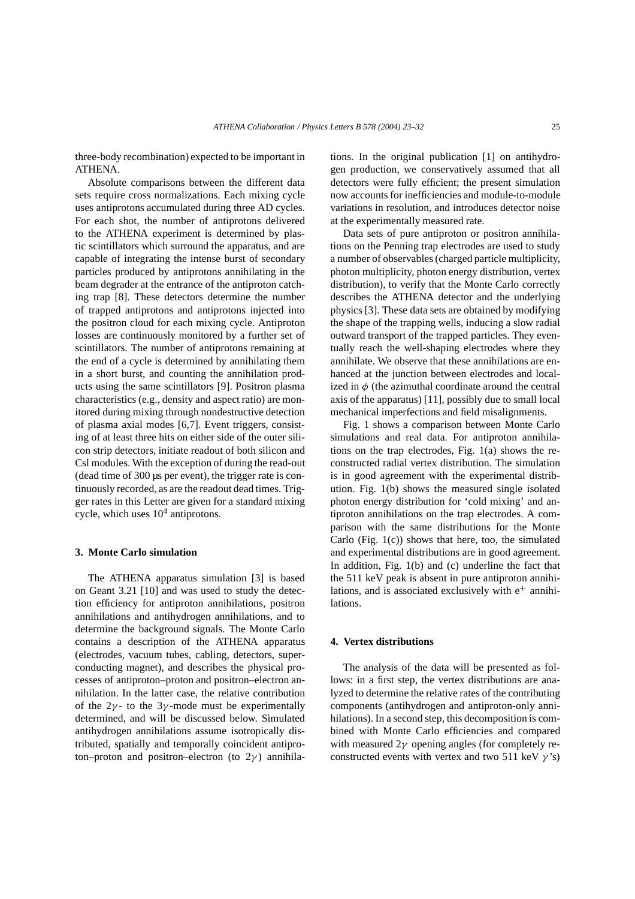three-body recombination) expected to be important in ATHENA.

Absolute comparisons between the different data sets require cross normalizations. Each mixing cycle uses antiprotons accumulated during three AD cycles. For each shot, the number of antiprotons delivered to the ATHENA experiment is determined by plastic scintillators which surround the apparatus, and are capable of integrating the intense burst of secondary particles produced by antiprotons annihilating in the beam degrader at the entrance of the antiproton catching trap [8]. These detectors determine the number of trapped antiprotons and antiprotons injected into the positron cloud for each mixing cycle. Antiproton losses are continuously monitored by a further set of scintillators. The number of antiprotons remaining at the end of a cycle is determined by annihilating them in a short burst, and counting the annihilation products using the same scintillators [9]. Positron plasma characteristics (e.g., density and aspect ratio) are monitored during mixing through nondestructive detection of plasma axial modes [6,7]. Event triggers, consisting of at least three hits on either side of the outer silicon strip detectors, initiate readout of both silicon and CsI modules. With the exception of during the read-out (dead time of 300 µs per event), the trigger rate is continuously recorded, as are the readout dead times. Trigger rates in this Letter are given for a standard mixing cycle, which uses $10^4$ antiprotons.

## 3. Monte Carlo simulation

The ATHENA apparatus simulation [3] is based on Geant 3.21 [10] and was used to study the detection efficiency for antiproton annihilations, positron annihilations and antihydrogen annihilations, and to determine the background signals. The Monte Carlo contains a description of the ATHENA apparatus (electrodes, vacuum tubes, cabling, detectors, superconducting magnet), and describes the physical processes of antiproton–proton and positron–electron annihilation. In the latter case, the relative contribution of the $2\gamma$- to the $3\gamma$-mode must be experimentally determined, and will be discussed below. Simulated antihydrogen annihilations assume isotropically distributed, spatially and temporally coincident antiproton–proton and positron–electron (to $2\gamma$) annihilations. In the original publication [1] on antihydrogen production, we conservatively assumed that all detectors were fully efficient; the present simulation now accounts for inefficiencies and module-to-module variations in resolution, and introduces detector noise at the experimentally measured rate.

Data sets of pure antiproton or positron annihilations on the Penning trap electrodes are used to study a number of observables (charged particle multiplicity, photon multiplicity, photon energy distribution, vertex distribution), to verify that the Monte Carlo correctly describes the ATHENA detector and the underlying physics [3]. These data sets are obtained by modifying the shape of the trapping wells, inducing a slow radial outward transport of the trapped particles. They eventually reach the well-shaping electrodes where they annihilate. We observe that these annihilations are enhanced at the junction between electrodes and localized in $\phi$ (the azimuthal coordinate around the central axis of the apparatus) [11], possibly due to small local mechanical imperfections and field misalignments.

Fig. 1 shows a comparison between Monte Carlo simulations and real data. For antiproton annihilations on the trap electrodes, Fig. 1(a) shows the reconstructed radial vertex distribution. The simulation is in good agreement with the experimental distribution. Fig. 1(b) shows the measured single isolated photon energy distribution for 'cold mixing' and antiproton annihilations on the trap electrodes. A comparison with the same distributions for the Monte Carlo (Fig. 1(c)) shows that here, too, the simulated and experimental distributions are in good agreement. In addition, Fig. 1(b) and (c) underline the fact that the 511 keV peak is absent in pure antiproton annihilations, and is associated exclusively with $e^+$ annihilations.

## 4. Vertex distributions

The analysis of the data will be presented as follows: in a first step, the vertex distributions are analyzed to determine the relative rates of the contributing components (antihydrogen and antiproton-only annihilations). In a second step, this decomposition is combined with Monte Carlo efficiencies and compared with measured $2\gamma$ opening angles (for completely reconstructed events with vertex and two 511 keV $\gamma$'s)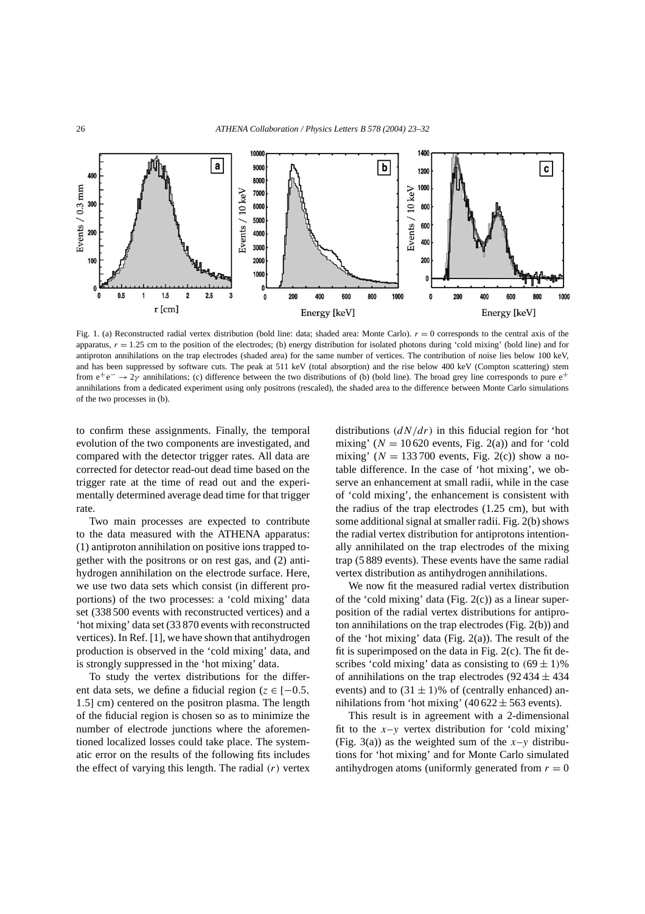Fig. 1. (a) Reconstructed radial vertex distribution (bold line: data; shaded area: Monte Carlo). $r = 0$ corresponds to the central axis of the apparatus, $r = 1.25$ cm to the position of the electrodes; (b) energy distribution for isolated photons during 'cold mixing' (bold line) and for antiproton annihilations on the trap electrodes (shaded area) for the same number of vertices. The contribution of noise lies below 100 keV, and has been suppressed by software cuts. The peak at 511 keV (total absorption) and the rise below 400 keV (Compton scattering) stem from $e^+e^- \to 2\gamma$ annihilations; (c) difference between the two distributions of (b) (bold line). The broad grey line corresponds to pure $e^+$ annihilations from a dedicated experiment using only positrons (rescaled), the shaded area to the difference between Monte Carlo simulations of the two processes in (b).

to confirm these assignments. Finally, the temporal evolution of the two components are investigated, and compared with the detector trigger rates. All data are corrected for detector read-out dead time based on the trigger rate at the time of read out and the experimentally determined average dead time for that trigger rate.

Two main processes are expected to contribute to the data measured with the ATHENA apparatus: (1) antiproton annihilation on positive ions trapped together with the positrons or on rest gas, and (2) antihydrogen annihilation on the electrode surface. Here, we use two data sets which consist (in different proportions) of the two processes: a 'cold mixing' data set (338 500 events with reconstructed vertices) and a 'hot mixing' data set (33 870 events with reconstructed vertices). In Ref. [1], we have shown that antihydrogen production is observed in the 'cold mixing' data, and is strongly suppressed in the 'hot mixing' data.

To study the vertex distributions for the different data sets, we define a fiducial region ($z \in [-0.5, 1.5]$ cm) centered on the positron plasma. The length of the fiducial region is chosen so as to minimize the number of electrode junctions where the aforementioned localized losses could take place. The systematic error on the results of the following fits includes the effect of varying this length. The radial ($r$) vertex distributions ($dN/dr$) in this fiducial region for 'hot mixing' ($N = 10\,620$ events, Fig. 2(a)) and for 'cold mixing' ($N = 133\,700$ events, Fig. 2(c)) show a notable difference. In the case of 'hot mixing', we observe an enhancement at small radii, while in the case of 'cold mixing', the enhancement is consistent with the radius of the trap electrodes (1.25 cm), but with some additional signal at smaller radii. Fig. 2(b) shows the radial vertex distribution for antiprotons intentionally annihilated on the trap electrodes of the mixing trap (5 889 events). These events have the same radial vertex distribution as antihydrogen annihilations.

We now fit the measured radial vertex distribution of the 'cold mixing' data (Fig. 2(c)) as a linear superposition of the radial vertex distributions for antiproton annihilations on the trap electrodes (Fig. 2(b)) and of the 'hot mixing' data (Fig. 2(a)). The result of the fit is superimposed on the data in Fig. 2(c). The fit describes 'cold mixing' data as consisting to $(69 \pm 1)\%$ of annihilations on the trap electrodes ($92\,434 \pm 434$ events) and to $(31 \pm 1)\%$ of (centrally enhanced) annihilations from 'hot mixing' ($40\,622 \pm 563$ events).

This result is in agreement with a 2-dimensional fit to the $x$–$y$ vertex distribution for 'cold mixing' (Fig. 3(a)) as the weighted sum of the $x$–$y$ distributions for 'hot mixing' and for Monte Carlo simulated antihydrogen atoms (uniformly generated from $r = 0$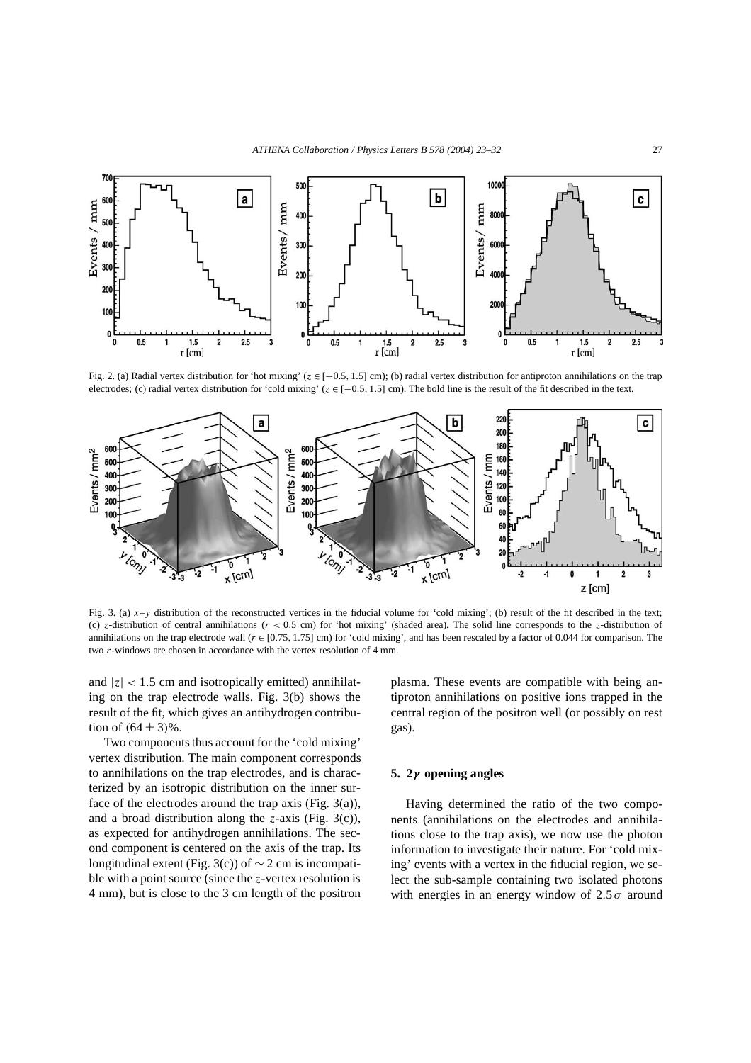Fig. 2. (a) Radial vertex distribution for 'hot mixing' ($z \in [-0.5, 1.5]$ cm); (b) radial vertex distribution for antiproton annihilations on the trap electrodes; (c) radial vertex distribution for 'cold mixing' ($z \in [-0.5, 1.5]$ cm). The bold line is the result of the fit described in the text.

Fig. 3. (a) $x$–$y$ distribution of the reconstructed vertices in the fiducial volume for 'cold mixing'; (b) result of the fit described in the text; (c) $z$-distribution of central annihilations ($r < 0.5$ cm) for 'hot mixing' (shaded area). The solid line corresponds to the $z$-distribution of annihilations on the trap electrode wall ($r \in [0.75, 1.75]$ cm) for 'cold mixing', and has been rescaled by a factor of 0.044 for comparison. The two $r$-windows are chosen in accordance with the vertex resolution of 4 mm.

and $|z| < 1.5$ cm and isotropically emitted) annihilating on the trap electrode walls. Fig. 3(b) shows the result of the fit, which gives an antihydrogen contribution of $(64 \pm 3)\%$.

Two components thus account for the 'cold mixing' vertex distribution. The main component corresponds to annihilations on the trap electrodes, and is characterized by an isotropic distribution on the inner surface of the electrodes around the trap axis (Fig. 3(a)), and a broad distribution along the $z$-axis (Fig. 3(c)), as expected for antihydrogen annihilations. The second component is centered on the axis of the trap. Its longitudinal extent (Fig. 3(c)) of $\sim 2$ cm is incompatible with a point source (since the $z$-vertex resolution is 4 mm), but is close to the 3 cm length of the positron plasma. These events are compatible with being antiproton annihilations on positive ions trapped in the central region of the positron well (or possibly on rest gas).

## 5. $2\gamma$ opening angles

Having determined the ratio of the two components (annihilations on the electrodes and annihilations close to the trap axis), we now use the photon information to investigate their nature. For 'cold mixing' events with a vertex in the fiducial region, we select the sub-sample containing two isolated photons with energies in an energy window of $2.5\sigma$ around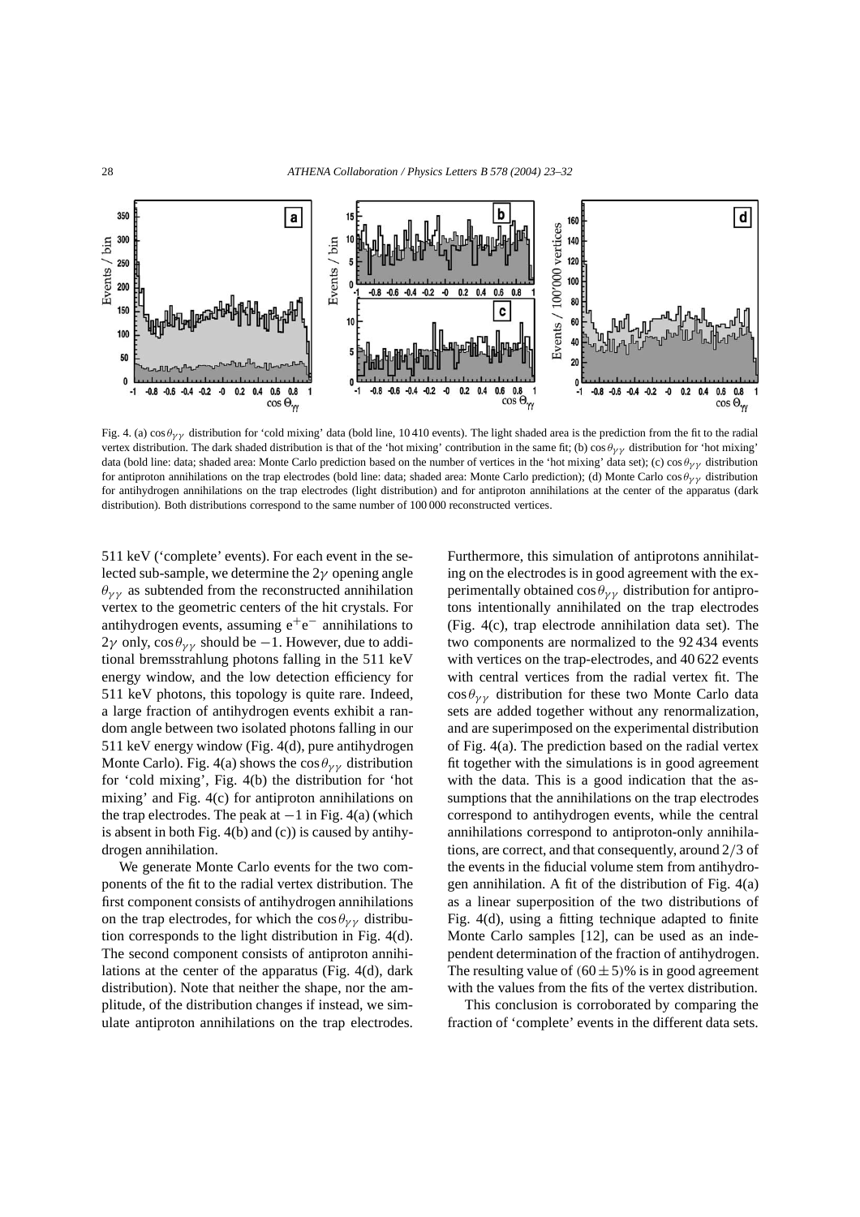Fig. 4. (a) $\cos\theta_{\gamma\gamma}$ distribution for 'cold mixing' data (bold line, 10 410 events). The light shaded area is the prediction from the fit to the radial vertex distribution. The dark shaded distribution is that of the 'hot mixing' contribution in the same fit; (b) $\cos\theta_{\gamma\gamma}$ distribution for 'hot mixing' data (bold line: data; shaded area: Monte Carlo prediction based on the number of vertices in the 'hot mixing' data set); (c) $\cos\theta_{\gamma\gamma}$ distribution for antiproton annihilations on the trap electrodes (bold line: data; shaded area: Monte Carlo prediction); (d) Monte Carlo $\cos\theta_{\gamma\gamma}$ distribution for antihydrogen annihilations on the trap electrodes (light distribution) and for antiproton annihilations at the center of the apparatus (dark distribution). Both distributions correspond to the same number of 100 000 reconstructed vertices.

511 keV ('complete' events). For each event in the selected sub-sample, we determine the $2\gamma$ opening angle $\theta_{\gamma\gamma}$ as subtended from the reconstructed annihilation vertex to the geometric centers of the hit crystals. For antihydrogen events, assuming $e^+e^-$ annihilations to $2\gamma$ only, $\cos\theta_{\gamma\gamma}$ should be $-1$. However, due to additional bremsstrahlung photons falling in the 511 keV energy window, and the low detection efficiency for 511 keV photons, this topology is quite rare. Indeed, a large fraction of antihydrogen events exhibit a random angle between two isolated photons falling in our 511 keV energy window (Fig. 4(d), pure antihydrogen Monte Carlo). Fig. 4(a) shows the $\cos\theta_{\gamma\gamma}$ distribution for 'cold mixing', Fig. 4(b) the distribution for 'hot mixing' and Fig. 4(c) for antiproton annihilations on the trap electrodes. The peak at $-1$ in Fig. 4(a) (which is absent in both Fig. 4(b) and (c)) is caused by antihydrogen annihilation.

We generate Monte Carlo events for the two components of the fit to the radial vertex distribution. The first component consists of antihydrogen annihilations on the trap electrodes, for which the $\cos\theta_{\gamma\gamma}$ distribution corresponds to the light distribution in Fig. 4(d). The second component consists of antiproton annihilations at the center of the apparatus (Fig. 4(d), dark distribution). Note that neither the shape, nor the amplitude, of the distribution changes if instead, we simulate antiproton annihilations on the trap electrodes. Furthermore, this simulation of antiprotons annihilating on the electrodes is in good agreement with the experimentally obtained $\cos\theta_{\gamma\gamma}$ distribution for antiprotons intentionally annihilated on the trap electrodes (Fig. 4(c), trap electrode annihilation data set). The two components are normalized to the 92 434 events with vertices on the trap-electrodes, and 40 622 events with central vertices from the radial vertex fit. The $\cos\theta_{\gamma\gamma}$ distribution for these two Monte Carlo data sets are added together without any renormalization, and are superimposed on the experimental distribution of Fig. 4(a). The prediction based on the radial vertex fit together with the simulations is in good agreement with the data. This is a good indication that the assumptions that the annihilations on the trap electrodes correspond to antihydrogen events, while the central annihilations correspond to antiproton-only annihilations, are correct, and that consequently, around $2/3$ of the events in the fiducial volume stem from antihydrogen annihilation. A fit of the distribution of Fig. 4(a) as a linear superposition of the two distributions of Fig. 4(d), using a fitting technique adapted to finite Monte Carlo samples [12], can be used as an independent determination of the fraction of antihydrogen. The resulting value of $(60 \pm 5)\%$ is in good agreement with the values from the fits of the vertex distribution.

This conclusion is corroborated by comparing the fraction of 'complete' events in the different data sets.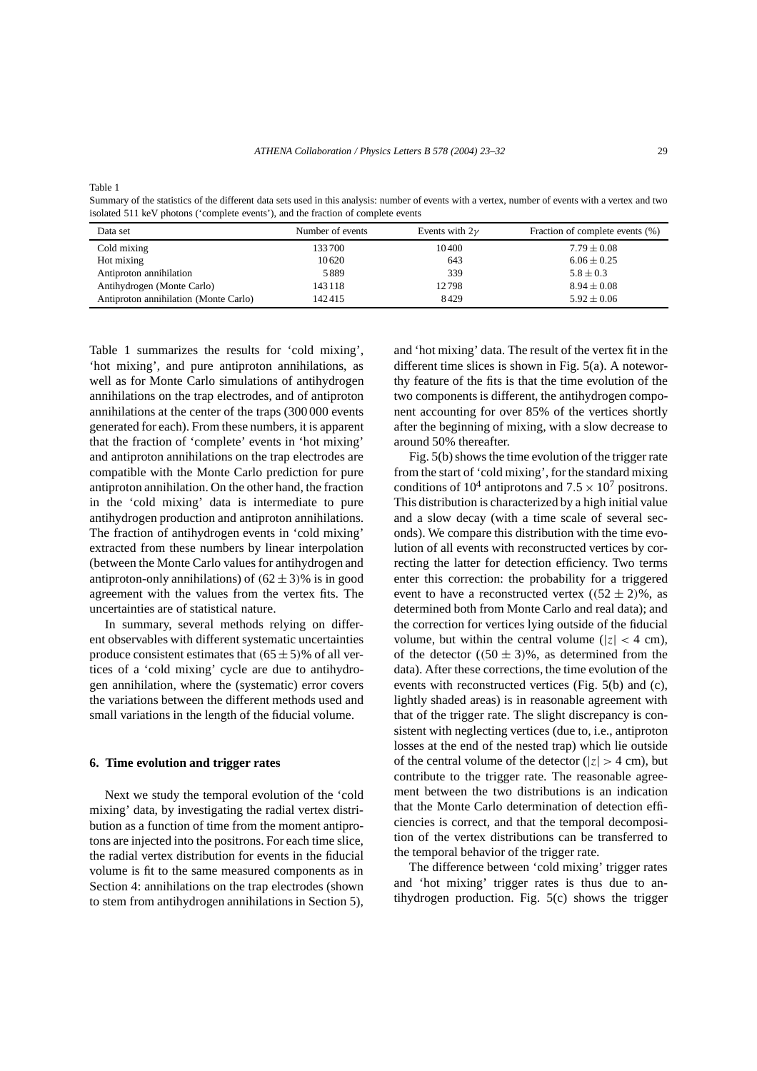Table 1
Summary of the statistics of the different data sets used in this analysis: number of events with a vertex, number of events with a vertex and two isolated 511 keV photons ('complete events'), and the fraction of complete events

| Data set | Number of events | Events with $2\gamma$ | Fraction of complete events (%) |
|---|---|---|---|
| Cold mixing | 133700 | 10400 | $7.79 \pm 0.08$ |
| Hot mixing | 10620 | 643 | $6.06 \pm 0.25$ |
| Antiproton annihilation | 5889 | 339 | $5.8 \pm 0.3$ |
| Antihydrogen (Monte Carlo) | 143118 | 12798 | $8.94 \pm 0.08$ |
| Antiproton annihilation (Monte Carlo) | 142415 | 8429 | $5.92 \pm 0.06$ |

Table 1 summarizes the results for 'cold mixing', 'hot mixing', and pure antiproton annihilations, as well as for Monte Carlo simulations of antihydrogen annihilations on the trap electrodes, and of antiproton annihilations at the center of the traps (300 000 events generated for each). From these numbers, it is apparent that the fraction of 'complete' events in 'hot mixing' and antiproton annihilations on the trap electrodes are compatible with the Monte Carlo prediction for pure antiproton annihilation. On the other hand, the fraction in the 'cold mixing' data is intermediate to pure antihydrogen production and antiproton annihilations. The fraction of antihydrogen events in 'cold mixing' extracted from these numbers by linear interpolation (between the Monte Carlo values for antihydrogen and antiproton-only annihilations) of $(62 \pm 3)\%$ is in good agreement with the values from the vertex fits. The uncertainties are of statistical nature.

In summary, several methods relying on different observables with different systematic uncertainties produce consistent estimates that $(65 \pm 5)\%$ of all vertices of a 'cold mixing' cycle are due to antihydrogen annihilation, where the (systematic) error covers the variations between the different methods used and small variations in the length of the fiducial volume.

## 6. Time evolution and trigger rates

Next we study the temporal evolution of the 'cold mixing' data, by investigating the radial vertex distribution as a function of time from the moment antiprotons are injected into the positrons. For each time slice, the radial vertex distribution for events in the fiducial volume is fit to the same measured components as in Section 4: annihilations on the trap electrodes (shown to stem from antihydrogen annihilations in Section 5), and 'hot mixing' data. The result of the vertex fit in the different time slices is shown in Fig. 5(a). A noteworthy feature of the fits is that the time evolution of the two components is different, the antihydrogen component accounting for over 85% of the vertices shortly after the beginning of mixing, with a slow decrease to around 50% thereafter.

Fig. 5(b) shows the time evolution of the trigger rate from the start of 'cold mixing', for the standard mixing conditions of $10^4$ antiprotons and $7.5 \times 10^7$ positrons. This distribution is characterized by a high initial value and a slow decay (with a time scale of several seconds). We compare this distribution with the time evolution of all events with reconstructed vertices by correcting the latter for detection efficiency. Two terms enter this correction: the probability for a triggered event to have a reconstructed vertex ($(52 \pm 2)\%$, as determined both from Monte Carlo and real data); and the correction for vertices lying outside of the fiducial volume, but within the central volume ($|z| < 4$ cm), of the detector ($(50 \pm 3)\%$, as determined from the data). After these corrections, the time evolution of the events with reconstructed vertices (Fig. 5(b) and (c), lightly shaded areas) is in reasonable agreement with that of the trigger rate. The slight discrepancy is consistent with neglecting vertices (due to, i.e., antiproton losses at the end of the nested trap) which lie outside of the central volume of the detector ($|z| > 4$ cm), but contribute to the trigger rate. The reasonable agreement between the two distributions is an indication that the Monte Carlo determination of detection efficiencies is correct, and that the temporal decomposition of the vertex distributions can be transferred to the temporal behavior of the trigger rate.

The difference between 'cold mixing' trigger rates and 'hot mixing' trigger rates is thus due to antihydrogen production. Fig. 5(c) shows the trigger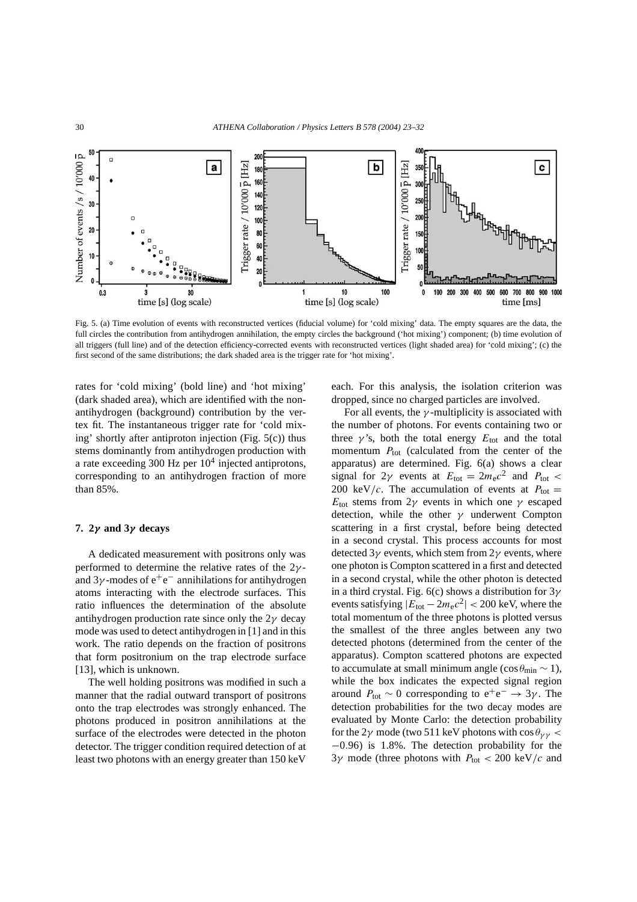Fig. 5. (a) Time evolution of events with reconstructed vertices (fiducial volume) for 'cold mixing' data. The empty squares are the data, the full circles the contribution from antihydrogen annihilation, the empty circles the background ('hot mixing') component; (b) time evolution of all triggers (full line) and of the detection efficiency-corrected events with reconstructed vertices (light shaded area) for 'cold mixing'; (c) the first second of the same distributions; the dark shaded area is the trigger rate for 'hot mixing'.

rates for 'cold mixing' (bold line) and 'hot mixing' (dark shaded area), which are identified with the non-antihydrogen (background) contribution by the vertex fit. The instantaneous trigger rate for 'cold mixing' shortly after antiproton injection (Fig. 5(c)) thus stems dominantly from antihydrogen production with a rate exceeding 300 Hz per $10^4$ injected antiprotons, corresponding to an antihydrogen fraction of more than 85%.

### 7. $2\gamma$ and $3\gamma$ decays

A dedicated measurement with positrons only was performed to determine the relative rates of the $2\gamma$- and $3\gamma$-modes of $e^+e^-$ annihilations for antihydrogen atoms interacting with the electrode surfaces. This ratio influences the determination of the absolute antihydrogen production rate since only the $2\gamma$ decay mode was used to detect antihydrogen in [1] and in this work. The ratio depends on the fraction of positrons that form positronium on the trap electrode surface [13], which is unknown.

The well holding positrons was modified in such a manner that the radial outward transport of positrons onto the trap electrodes was strongly enhanced. The photons produced in positron annihilations at the surface of the electrodes were detected in the photon detector. The trigger condition required detection of at least two photons with an energy greater than 150 keV each. For this analysis, the isolation criterion was dropped, since no charged particles are involved.

For all events, the $\gamma$-multiplicity is associated with the number of photons. For events containing two or three $\gamma$'s, both the total energy $E_{\text{tot}}$ and the total momentum $P_{\text{tot}}$ (calculated from the center of the apparatus) are determined. Fig. 6(a) shows a clear signal for $2\gamma$ events at $E_{\text{tot}} = 2m_e c^2$ and $P_{\text{tot}} < 200$ keV/$c$. The accumulation of events at $P_{\text{tot}} = E_{\text{tot}}$ stems from $2\gamma$ events in which one $\gamma$ escaped detection, while the other $\gamma$ underwent Compton scattering in a first crystal, before being detected in a second crystal. This process accounts for most detected $3\gamma$ events, which stem from $2\gamma$ events, where one photon is Compton scattered in a first and detected in a second crystal, while the other photon is detected in a third crystal. Fig. 6(c) shows a distribution for $3\gamma$ events satisfying $|E_{\text{tot}} - 2m_e c^2| < 200$ keV, where the total momentum of the three photons is plotted versus the smallest of the three angles between any two detected photons (determined from the center of the apparatus). Compton scattered photons are expected to accumulate at small minimum angle ($\cos\theta_{\min} \sim 1$), while the box indicates the expected signal region around $P_{\text{tot}} \sim 0$ corresponding to $e^+e^- \to 3\gamma$. The detection probabilities for the two decay modes are evaluated by Monte Carlo: the detection probability for the $2\gamma$ mode (two 511 keV photons with $\cos\theta_{\gamma\gamma} < -0.96$) is 1.8%. The detection probability for the $3\gamma$ mode (three photons with $P_{\text{tot}} < 200$ keV/$c$ and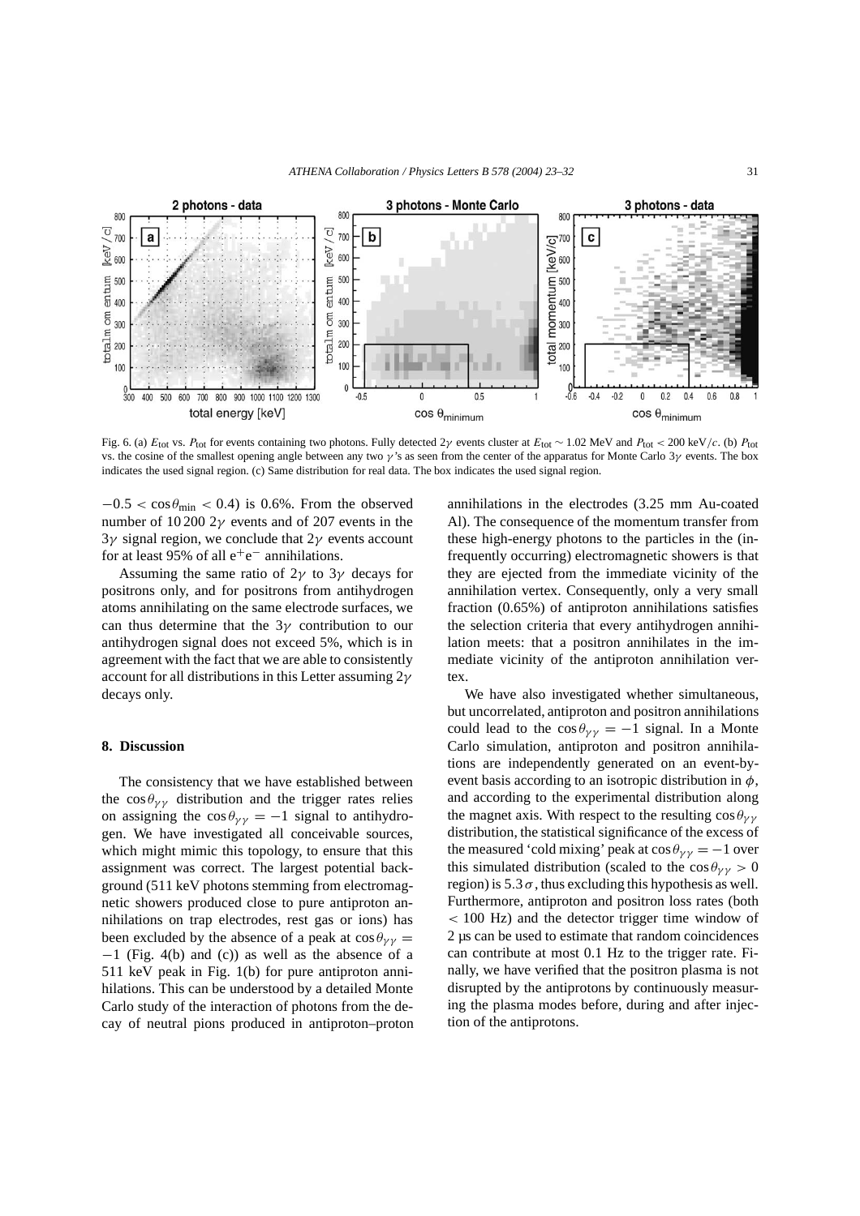Fig. 6. (a) $E_{\text{tot}}$ vs. $P_{\text{tot}}$ for events containing two photons. Fully detected $2\gamma$ events cluster at $E_{\text{tot}} \sim 1.02$ MeV and $P_{\text{tot}} < 200$ keV/$c$. (b) $P_{\text{tot}}$ vs. the cosine of the smallest opening angle between any two $\gamma$'s as seen from the center of the apparatus for Monte Carlo $3\gamma$ events. The box indicates the used signal region. (c) Same distribution for real data. The box indicates the used signal region.

$-0.5 < \cos\theta_{\text{min}} < 0.4$) is 0.6%. From the observed number of 10 200 $2\gamma$ events and of 207 events in the $3\gamma$ signal region, we conclude that $2\gamma$ events account for at least 95% of all $e^+e^-$ annihilations.

Assuming the same ratio of $2\gamma$ to $3\gamma$ decays for positrons only, and for positrons from antihydrogen atoms annihilating on the same electrode surfaces, we can thus determine that the $3\gamma$ contribution to our antihydrogen signal does not exceed 5%, which is in agreement with the fact that we are able to consistently account for all distributions in this Letter assuming $2\gamma$ decays only.

## 8. Discussion

The consistency that we have established between the $\cos\theta_{\gamma\gamma}$ distribution and the trigger rates relies on assigning the $\cos\theta_{\gamma\gamma} = -1$ signal to antihydrogen. We have investigated all conceivable sources, which might mimic this topology, to ensure that this assignment was correct. The largest potential background (511 keV photons stemming from electromagnetic showers produced close to pure antiproton annihilations on trap electrodes, rest gas or ions) has been excluded by the absence of a peak at $\cos\theta_{\gamma\gamma} = -1$ (Fig. 4(b) and (c)) as well as the absence of a 511 keV peak in Fig. 1(b) for pure antiproton annihilations. This can be understood by a detailed Monte Carlo study of the interaction of photons from the decay of neutral pions produced in antiproton–proton annihilations in the electrodes (3.25 mm Au-coated Al). The consequence of the momentum transfer from these high-energy photons to the particles in the (infrequently occurring) electromagnetic showers is that they are ejected from the immediate vicinity of the annihilation vertex. Consequently, only a very small fraction (0.65%) of antiproton annihilations satisfies the selection criteria that every antihydrogen annihilation meets: that a positron annihilates in the immediate vicinity of the antiproton annihilation vertex.

We have also investigated whether simultaneous, but uncorrelated, antiproton and positron annihilations could lead to the $\cos\theta_{\gamma\gamma} = -1$ signal. In a Monte Carlo simulation, antiproton and positron annihilations are independently generated on an event-by-event basis according to an isotropic distribution in $\phi$, and according to the experimental distribution along the magnet axis. With respect to the resulting $\cos\theta_{\gamma\gamma}$ distribution, the statistical significance of the excess of the measured 'cold mixing' peak at $\cos\theta_{\gamma\gamma} = -1$ over this simulated distribution (scaled to the $\cos\theta_{\gamma\gamma} > 0$ region) is $5.3\sigma$, thus excluding this hypothesis as well. Furthermore, antiproton and positron loss rates (both $< 100$ Hz) and the detector trigger time window of 2 μs can be used to estimate that random coincidences can contribute at most 0.1 Hz to the trigger rate. Finally, we have verified that the positron plasma is not disrupted by the antiprotons by continuously measuring the plasma modes before, during and after injection of the antiprotons.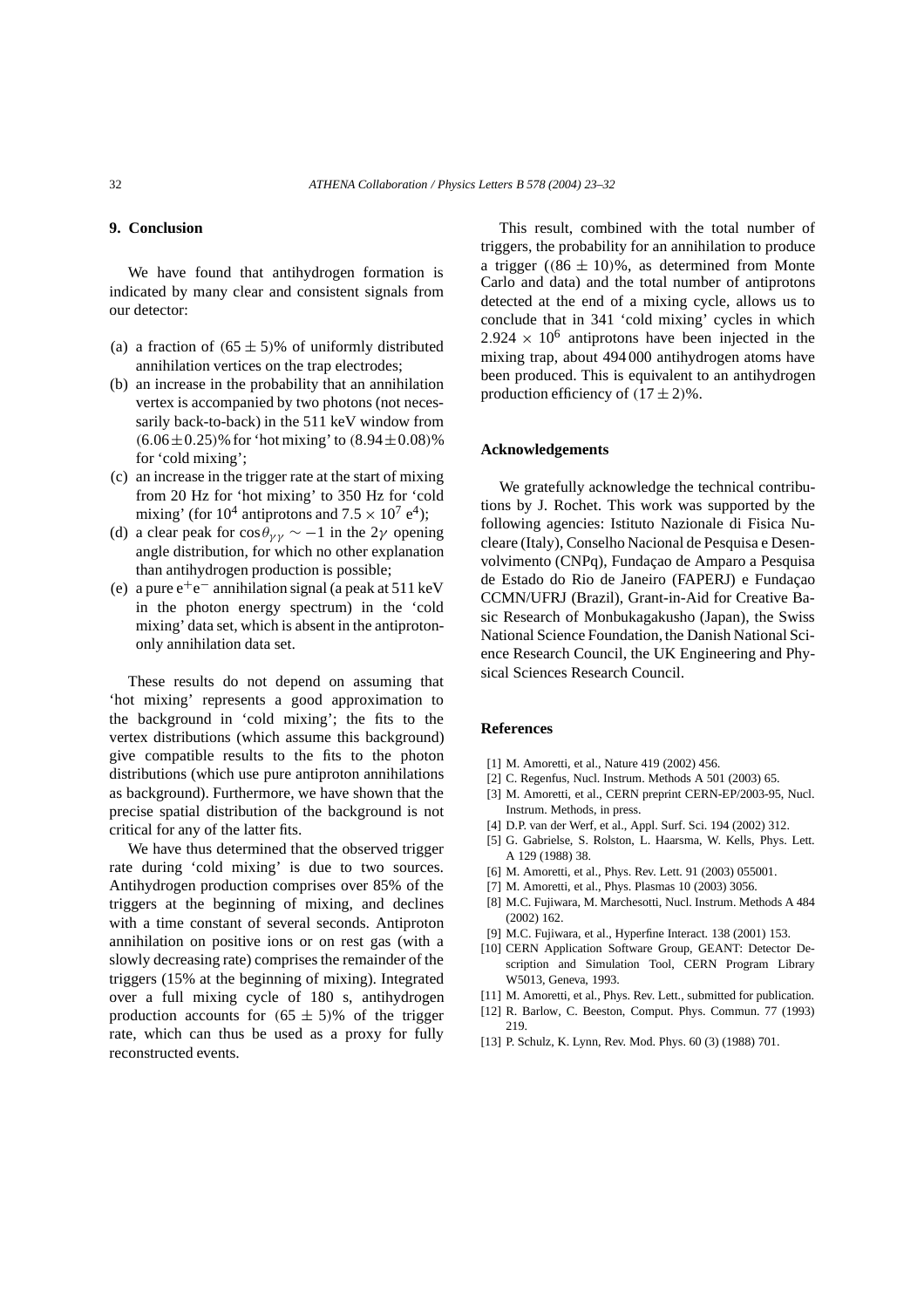## 9. Conclusion

We have found that antihydrogen formation is indicated by many clear and consistent signals from our detector:

(a) a fraction of $(65 \pm 5)\%$ of uniformly distributed annihilation vertices on the trap electrodes;

(b) an increase in the probability that an annihilation vertex is accompanied by two photons (not necessarily back-to-back) in the 511 keV window from $(6.06 \pm 0.25)\%$ for 'hot mixing' to $(8.94 \pm 0.08)\%$ for 'cold mixing';

(c) an increase in the trigger rate at the start of mixing from 20 Hz for 'hot mixing' to 350 Hz for 'cold mixing' (for $10^4$ antiprotons and $7.5 \times 10^7$ $e^4$);

(d) a clear peak for $\cos\theta_{\gamma\gamma} \sim -1$ in the $2\gamma$ opening angle distribution, for which no other explanation than antihydrogen production is possible;

(e) a pure $e^+e^-$ annihilation signal (a peak at 511 keV in the photon energy spectrum) in the 'cold mixing' data set, which is absent in the antiproton-only annihilation data set.

These results do not depend on assuming that 'hot mixing' represents a good approximation to the background in 'cold mixing'; the fits to the vertex distributions (which assume this background) give compatible results to the fits to the photon distributions (which use pure antiproton annihilations as background). Furthermore, we have shown that the precise spatial distribution of the background is not critical for any of the latter fits.

We have thus determined that the observed trigger rate during 'cold mixing' is due to two sources. Antihydrogen production comprises over 85% of the triggers at the beginning of mixing, and declines with a time constant of several seconds. Antiproton annihilation on positive ions or on rest gas (with a slowly decreasing rate) comprises the remainder of the triggers (15% at the beginning of mixing). Integrated over a full mixing cycle of 180 s, antihydrogen production accounts for $(65 \pm 5)\%$ of the trigger rate, which can thus be used as a proxy for fully reconstructed events.

This result, combined with the total number of triggers, the probability for an annihilation to produce a trigger ($(86 \pm 10)\%$, as determined from Monte Carlo and data) and the total number of antiprotons detected at the end of a mixing cycle, allows us to conclude that in 341 'cold mixing' cycles in which $2.924 \times 10^6$ antiprotons have been injected in the mixing trap, about 494 000 antihydrogen atoms have been produced. This is equivalent to an antihydrogen production efficiency of $(17 \pm 2)\%$.

## Acknowledgements

We gratefully acknowledge the technical contributions by J. Rochet. This work was supported by the following agencies: Istituto Nazionale di Fisica Nucleare (Italy), Conselho Nacional de Pesquisa e Desenvolvimento (CNPq), Fundaçao de Amparo a Pesquisa de Estado do Rio de Janeiro (FAPERJ) e Fundaçao CCMN/UFRJ (Brazil), Grant-in-Aid for Creative Basic Research of Monbukagakusho (Japan), the Swiss National Science Foundation, the Danish National Science Research Council, the UK Engineering and Physical Sciences Research Council.

## References

[1] M. Amoretti, et al., Nature 419 (2002) 456.

[2] C. Regenfus, Nucl. Instrum. Methods A 501 (2003) 65.

[3] M. Amoretti, et al., CERN preprint CERN-EP/2003-95, Nucl. Instrum. Methods, in press.

[4] D.P. van der Werf, et al., Appl. Surf. Sci. 194 (2002) 312.

[5] G. Gabrielse, S. Rolston, L. Haarsma, W. Kells, Phys. Lett. A 129 (1988) 38.

[6] M. Amoretti, et al., Phys. Rev. Lett. 91 (2003) 055001.

[7] M. Amoretti, et al., Phys. Plasmas 10 (2003) 3056.

[8] M.C. Fujiwara, M. Marchesotti, Nucl. Instrum. Methods A 484 (2002) 162.

[9] M.C. Fujiwara, et al., Hyperfine Interact. 138 (2001) 153.

[10] CERN Application Software Group, GEANT: Detector Description and Simulation Tool, CERN Program Library W5013, Geneva, 1993.

[11] M. Amoretti, et al., Phys. Rev. Lett., submitted for publication.

[12] R. Barlow, C. Beeston, Comput. Phys. Commun. 77 (1993) 219.

[13] P. Schulz, K. Lynn, Rev. Mod. Phys. 60 (3) (1988) 701.